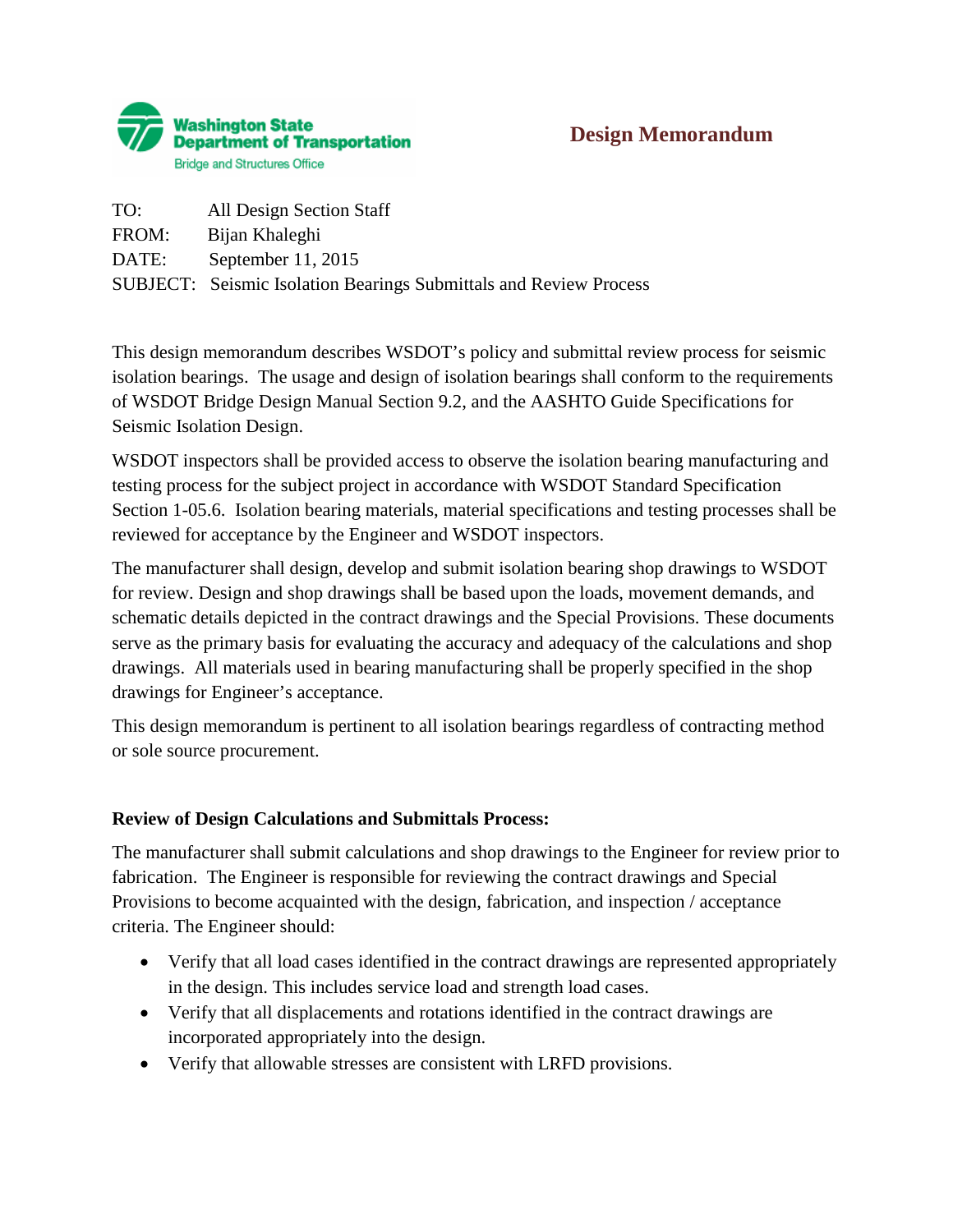Washington State Department of Transportation
Bridge and Structures Office

# Design Memorandum

TO: All Design Section Staff
FROM: Bijan Khaleghi
DATE: September 11, 2015
SUBJECT: Seismic Isolation Bearings Submittals and Review Process

This design memorandum describes WSDOT's policy and submittal review process for seismic isolation bearings. The usage and design of isolation bearings shall conform to the requirements of WSDOT Bridge Design Manual Section 9.2, and the AASHTO Guide Specifications for Seismic Isolation Design.

WSDOT inspectors shall be provided access to observe the isolation bearing manufacturing and testing process for the subject project in accordance with WSDOT Standard Specification Section 1-05.6. Isolation bearing materials, material specifications and testing processes shall be reviewed for acceptance by the Engineer and WSDOT inspectors.

The manufacturer shall design, develop and submit isolation bearing shop drawings to WSDOT for review. Design and shop drawings shall be based upon the loads, movement demands, and schematic details depicted in the contract drawings and the Special Provisions. These documents serve as the primary basis for evaluating the accuracy and adequacy of the calculations and shop drawings. All materials used in bearing manufacturing shall be properly specified in the shop drawings for Engineer's acceptance.

This design memorandum is pertinent to all isolation bearings regardless of contracting method or sole source procurement.

**Review of Design Calculations and Submittals Process:**

The manufacturer shall submit calculations and shop drawings to the Engineer for review prior to fabrication. The Engineer is responsible for reviewing the contract drawings and Special Provisions to become acquainted with the design, fabrication, and inspection / acceptance criteria. The Engineer should:

- Verify that all load cases identified in the contract drawings are represented appropriately in the design. This includes service load and strength load cases.
- Verify that all displacements and rotations identified in the contract drawings are incorporated appropriately into the design.
- Verify that allowable stresses are consistent with LRFD provisions.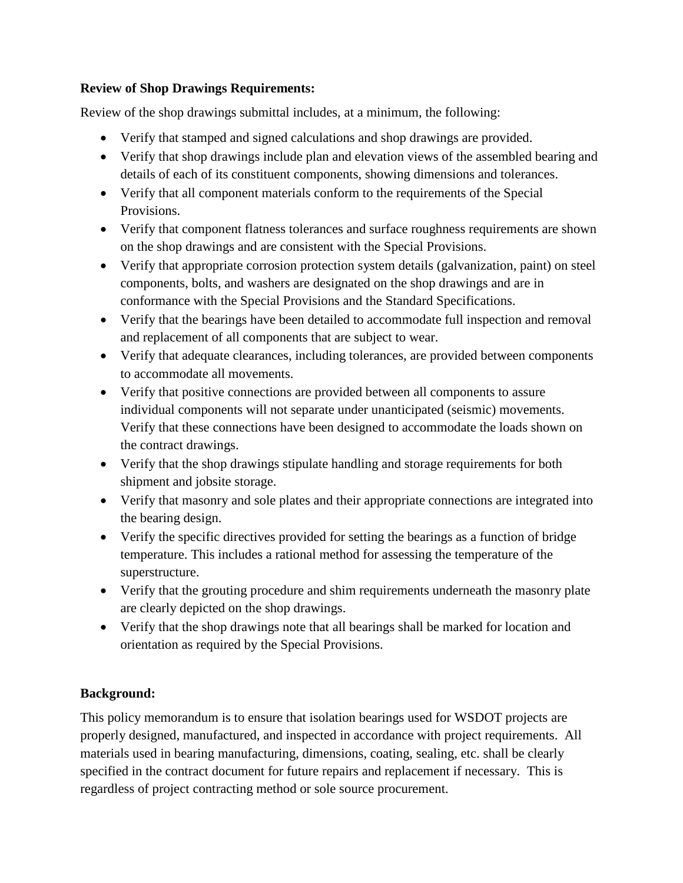**Review of Shop Drawings Requirements:**

Review of the shop drawings submittal includes, at a minimum, the following:

- Verify that stamped and signed calculations and shop drawings are provided.
- Verify that shop drawings include plan and elevation views of the assembled bearing and details of each of its constituent components, showing dimensions and tolerances.
- Verify that all component materials conform to the requirements of the Special Provisions.
- Verify that component flatness tolerances and surface roughness requirements are shown on the shop drawings and are consistent with the Special Provisions.
- Verify that appropriate corrosion protection system details (galvanization, paint) on steel components, bolts, and washers are designated on the shop drawings and are in conformance with the Special Provisions and the Standard Specifications.
- Verify that the bearings have been detailed to accommodate full inspection and removal and replacement of all components that are subject to wear.
- Verify that adequate clearances, including tolerances, are provided between components to accommodate all movements.
- Verify that positive connections are provided between all components to assure individual components will not separate under unanticipated (seismic) movements. Verify that these connections have been designed to accommodate the loads shown on the contract drawings.
- Verify that the shop drawings stipulate handling and storage requirements for both shipment and jobsite storage.
- Verify that masonry and sole plates and their appropriate connections are integrated into the bearing design.
- Verify the specific directives provided for setting the bearings as a function of bridge temperature. This includes a rational method for assessing the temperature of the superstructure.
- Verify that the grouting procedure and shim requirements underneath the masonry plate are clearly depicted on the shop drawings.
- Verify that the shop drawings note that all bearings shall be marked for location and orientation as required by the Special Provisions.

**Background:**

This policy memorandum is to ensure that isolation bearings used for WSDOT projects are properly designed, manufactured, and inspected in accordance with project requirements. All materials used in bearing manufacturing, dimensions, coating, sealing, etc. shall be clearly specified in the contract document for future repairs and replacement if necessary. This is regardless of project contracting method or sole source procurement.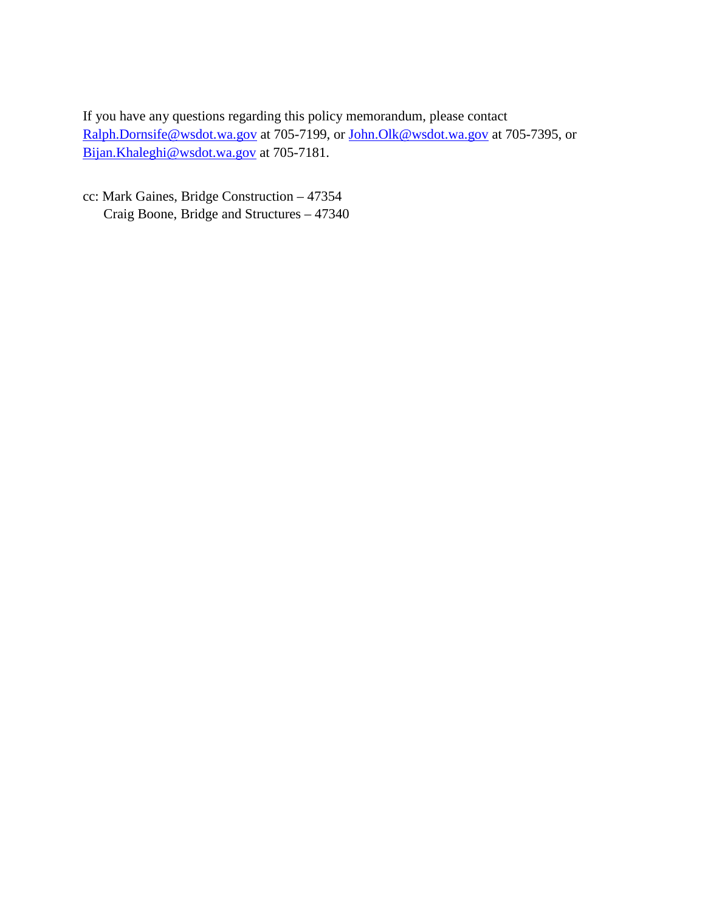If you have any questions regarding this policy memorandum, please contact Ralph.Dornsife@wsdot.wa.gov at 705-7199, or John.Olk@wsdot.wa.gov at 705-7395, or Bijan.Khaleghi@wsdot.wa.gov at 705-7181.

cc: Mark Gaines, Bridge Construction – 47354
Craig Boone, Bridge and Structures – 47340